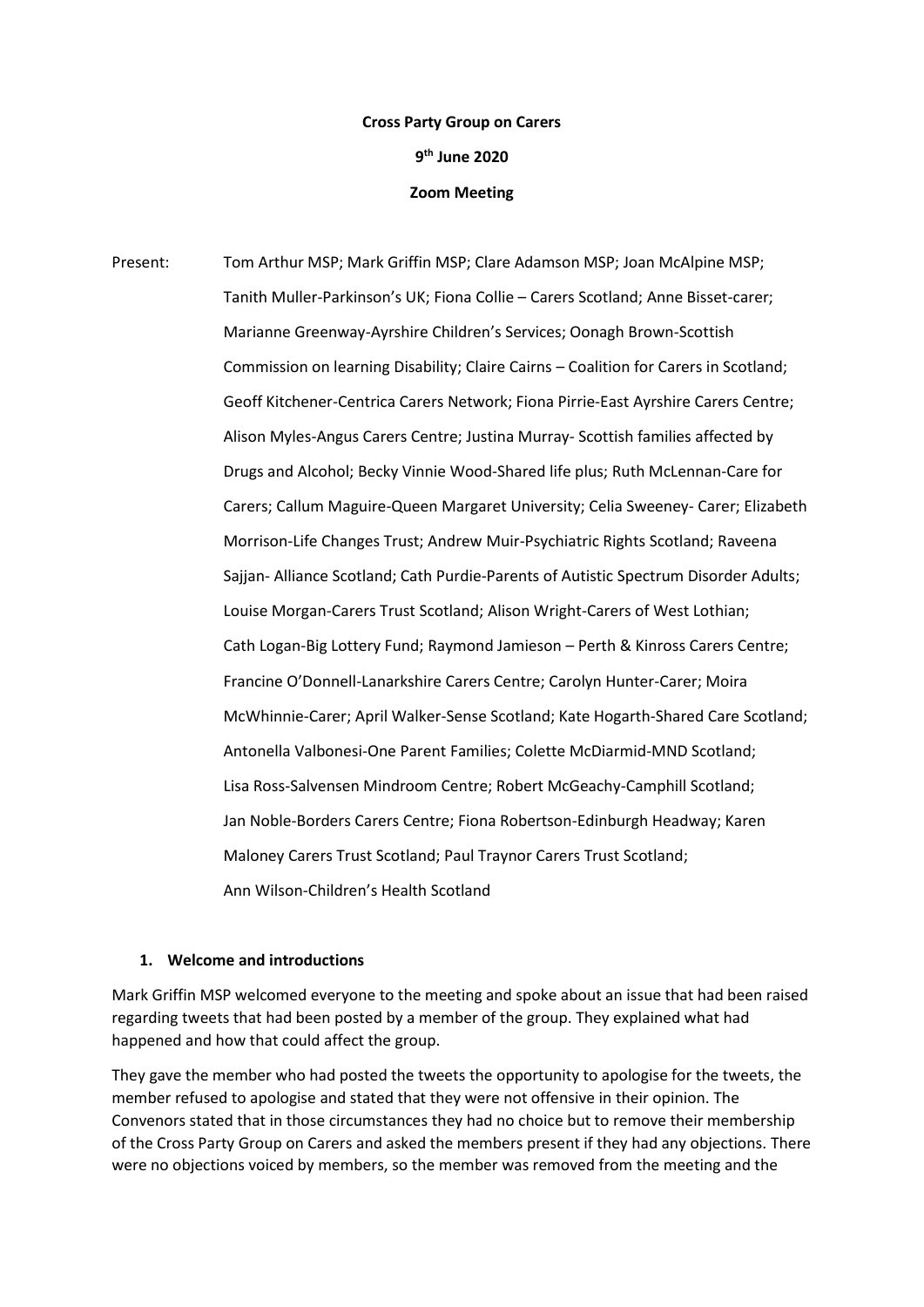**Cross Party Group on Carers**

**9th June 2020**

**Zoom Meeting**

Present: Tom Arthur MSP; Mark Griffin MSP; Clare Adamson MSP; Joan McAlpine MSP; Tanith Muller-Parkinson's UK; Fiona Collie – Carers Scotland; Anne Bisset-carer; Marianne Greenway-Ayrshire Children's Services; Oonagh Brown-Scottish Commission on learning Disability; Claire Cairns – Coalition for Carers in Scotland; Geoff Kitchener-Centrica Carers Network; Fiona Pirrie-East Ayrshire Carers Centre; Alison Myles-Angus Carers Centre; Justina Murray- Scottish families affected by Drugs and Alcohol; Becky Vinnie Wood-Shared life plus; Ruth McLennan-Care for Carers; Callum Maguire-Queen Margaret University; Celia Sweeney- Carer; Elizabeth Morrison-Life Changes Trust; Andrew Muir-Psychiatric Rights Scotland; Raveena Sajjan- Alliance Scotland; Cath Purdie-Parents of Autistic Spectrum Disorder Adults; Louise Morgan-Carers Trust Scotland; Alison Wright-Carers of West Lothian; Cath Logan-Big Lottery Fund; Raymond Jamieson – Perth & Kinross Carers Centre; Francine O'Donnell-Lanarkshire Carers Centre; Carolyn Hunter-Carer; Moira McWhinnie-Carer; April Walker-Sense Scotland; Kate Hogarth-Shared Care Scotland; Antonella Valbonesi-One Parent Families; Colette McDiarmid-MND Scotland; Lisa Ross-Salvensen Mindroom Centre; Robert McGeachy-Camphill Scotland; Jan Noble-Borders Carers Centre; Fiona Robertson-Edinburgh Headway; Karen Maloney Carers Trust Scotland; Paul Traynor Carers Trust Scotland; Ann Wilson-Children's Health Scotland

1. **Welcome and introductions**

Mark Griffin MSP welcomed everyone to the meeting and spoke about an issue that had been raised regarding tweets that had been posted by a member of the group. They explained what had happened and how that could affect the group.

They gave the member who had posted the tweets the opportunity to apologise for the tweets, the member refused to apologise and stated that they were not offensive in their opinion. The Convenors stated that in those circumstances they had no choice but to remove their membership of the Cross Party Group on Carers and asked the members present if they had any objections. There were no objections voiced by members, so the member was removed from the meeting and the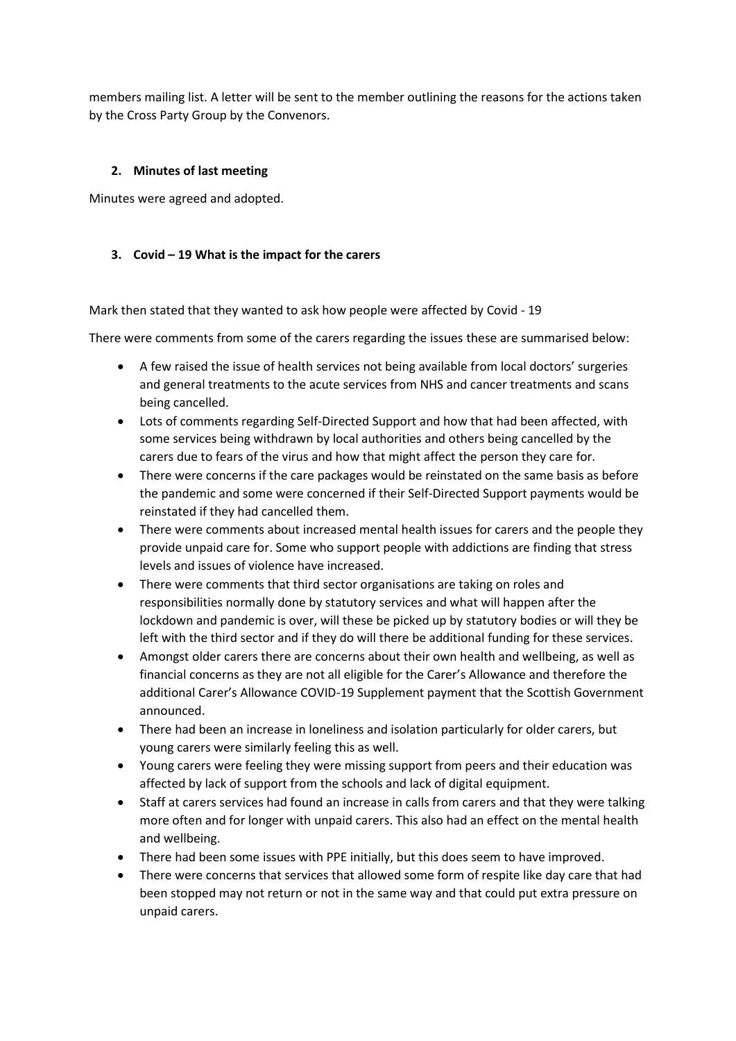members mailing list. A letter will be sent to the member outlining the reasons for the actions taken by the Cross Party Group by the Convenors.

## 2. Minutes of last meeting

Minutes were agreed and adopted.

## 3. Covid – 19 What is the impact for the carers

Mark then stated that they wanted to ask how people were affected by Covid - 19

There were comments from some of the carers regarding the issues these are summarised below:

- A few raised the issue of health services not being available from local doctors' surgeries and general treatments to the acute services from NHS and cancer treatments and scans being cancelled.
- Lots of comments regarding Self-Directed Support and how that had been affected, with some services being withdrawn by local authorities and others being cancelled by the carers due to fears of the virus and how that might affect the person they care for.
- There were concerns if the care packages would be reinstated on the same basis as before the pandemic and some were concerned if their Self-Directed Support payments would be reinstated if they had cancelled them.
- There were comments about increased mental health issues for carers and the people they provide unpaid care for. Some who support people with addictions are finding that stress levels and issues of violence have increased.
- There were comments that third sector organisations are taking on roles and responsibilities normally done by statutory services and what will happen after the lockdown and pandemic is over, will these be picked up by statutory bodies or will they be left with the third sector and if they do will there be additional funding for these services.
- Amongst older carers there are concerns about their own health and wellbeing, as well as financial concerns as they are not all eligible for the Carer's Allowance and therefore the additional Carer's Allowance COVID-19 Supplement payment that the Scottish Government announced.
- There had been an increase in loneliness and isolation particularly for older carers, but young carers were similarly feeling this as well.
- Young carers were feeling they were missing support from peers and their education was affected by lack of support from the schools and lack of digital equipment.
- Staff at carers services had found an increase in calls from carers and that they were talking more often and for longer with unpaid carers. This also had an effect on the mental health and wellbeing.
- There had been some issues with PPE initially, but this does seem to have improved.
- There were concerns that services that allowed some form of respite like day care that had been stopped may not return or not in the same way and that could put extra pressure on unpaid carers.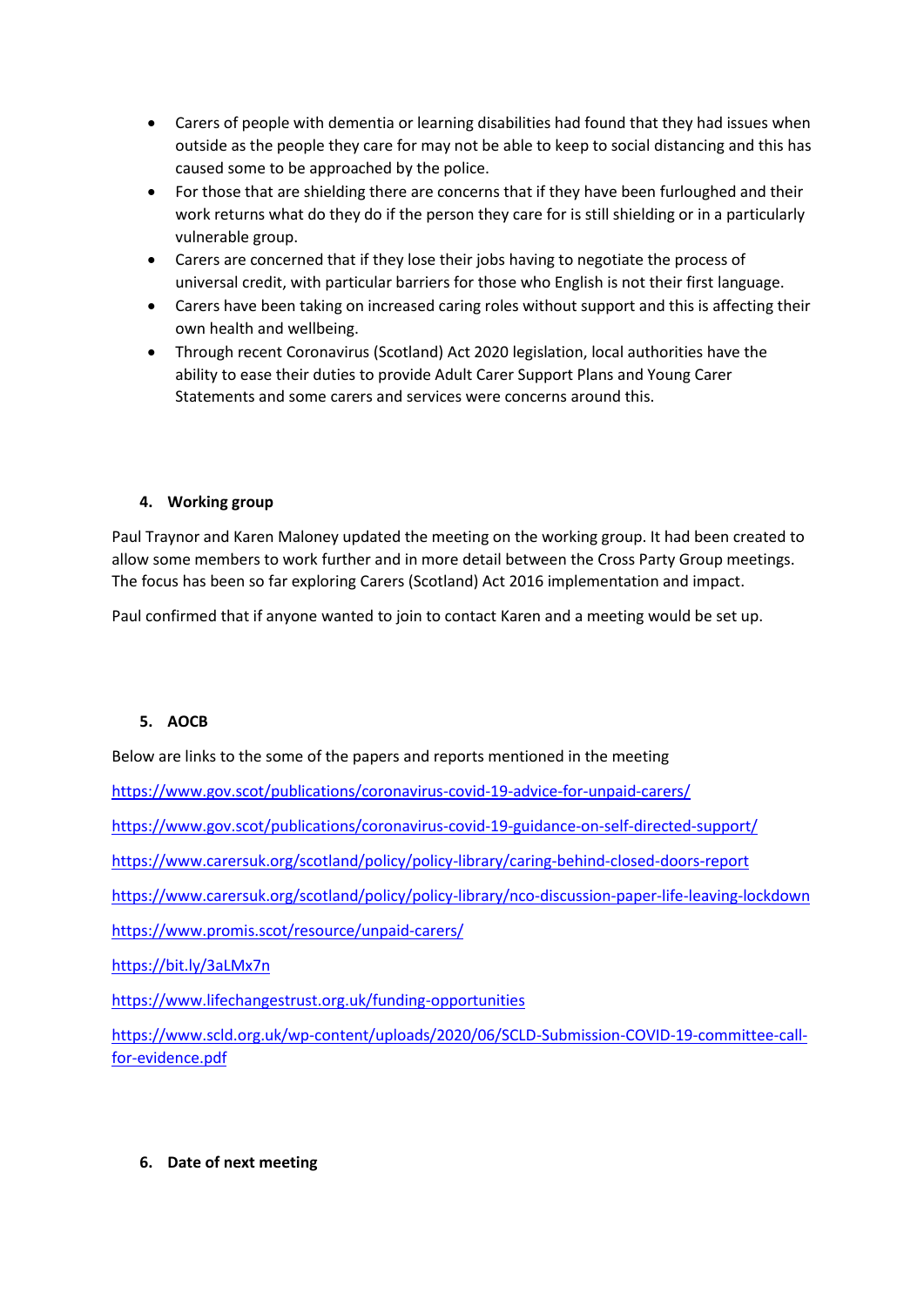- Carers of people with dementia or learning disabilities had found that they had issues when outside as the people they care for may not be able to keep to social distancing and this has caused some to be approached by the police.
- For those that are shielding there are concerns that if they have been furloughed and their work returns what do they do if the person they care for is still shielding or in a particularly vulnerable group.
- Carers are concerned that if they lose their jobs having to negotiate the process of universal credit, with particular barriers for those who English is not their first language.
- Carers have been taking on increased caring roles without support and this is affecting their own health and wellbeing.
- Through recent Coronavirus (Scotland) Act 2020 legislation, local authorities have the ability to ease their duties to provide Adult Carer Support Plans and Young Carer Statements and some carers and services were concerns around this.

## 4. Working group

Paul Traynor and Karen Maloney updated the meeting on the working group. It had been created to allow some members to work further and in more detail between the Cross Party Group meetings. The focus has been so far exploring Carers (Scotland) Act 2016 implementation and impact.

Paul confirmed that if anyone wanted to join to contact Karen and a meeting would be set up.

## 5. AOCB

Below are links to the some of the papers and reports mentioned in the meeting

https://www.gov.scot/publications/coronavirus-covid-19-advice-for-unpaid-carers/

https://www.gov.scot/publications/coronavirus-covid-19-guidance-on-self-directed-support/

https://www.carersuk.org/scotland/policy/policy-library/caring-behind-closed-doors-report

https://www.carersuk.org/scotland/policy/policy-library/nco-discussion-paper-life-leaving-lockdown

https://www.promis.scot/resource/unpaid-carers/

https://bit.ly/3aLMx7n

https://www.lifechangestrust.org.uk/funding-opportunities

https://www.scld.org.uk/wp-content/uploads/2020/06/SCLD-Submission-COVID-19-committee-call-for-evidence.pdf

## 6. Date of next meeting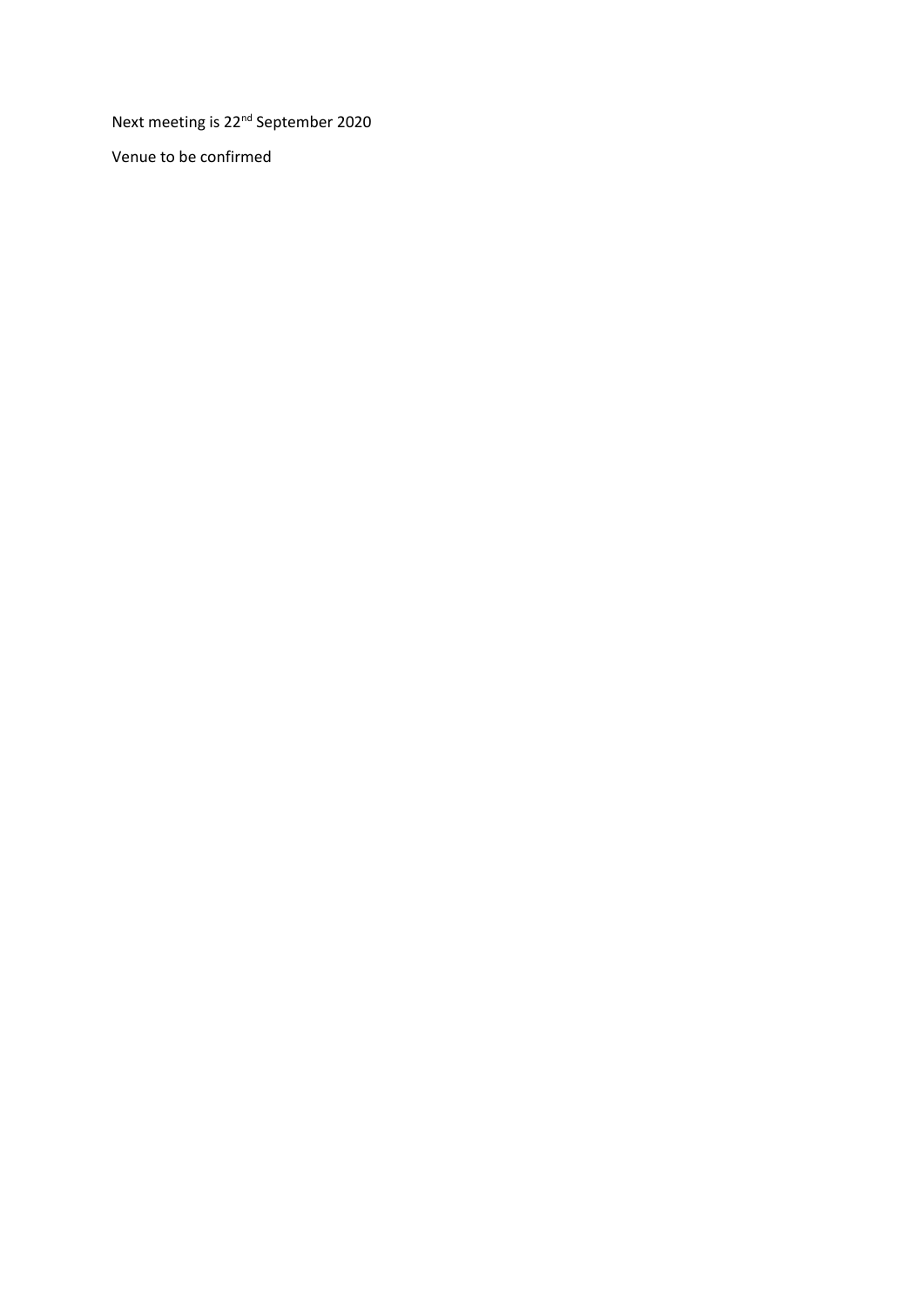Next meeting is 22nd September 2020

Venue to be confirmed